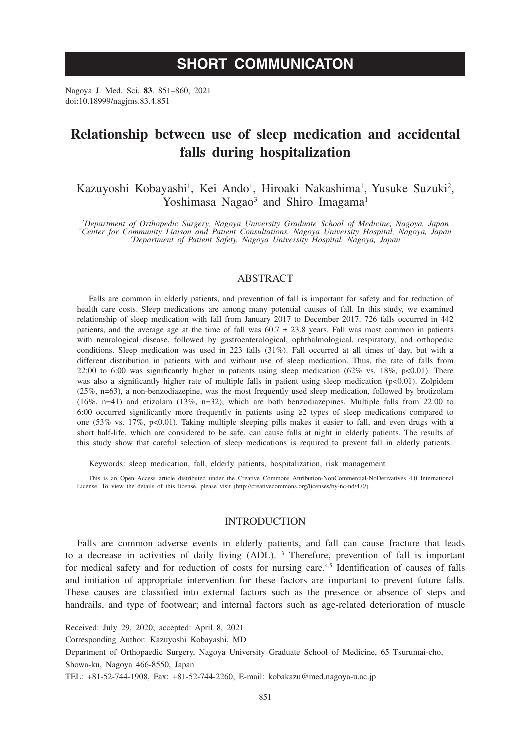# SHORT COMMUNICATON

Nagoya J. Med. Sci. **83**. 851–860, 2021
doi:10.18999/nagjms.83.4.851

# Relationship between use of sleep medication and accidental falls during hospitalization

Kazuyoshi Kobayashi[1], Kei Ando[1], Hiroaki Nakashima[1], Yusuke Suzuki[2], Yoshimasa Nagao[3] and Shiro Imagama[1]

*[1]Department of Orthopedic Surgery, Nagoya University Graduate School of Medicine, Nagoya, Japan*
*[2]Center for Community Liaison and Patient Consultations, Nagoya University Hospital, Nagoya, Japan*
*[3]Department of Patient Safety, Nagoya University Hospital, Nagoya, Japan*

## ABSTRACT

Falls are common in elderly patients, and prevention of fall is important for safety and for reduction of health care costs. Sleep medications are among many potential causes of fall. In this study, we examined relationship of sleep medication with fall from January 2017 to December 2017. 726 falls occurred in 442 patients, and the average age at the time of fall was $60.7 \pm 23.8$ years. Fall was most common in patients with neurological disease, followed by gastroenterological, ophthalmological, respiratory, and orthopedic conditions. Sleep medication was used in 223 falls (31%). Fall occurred at all times of day, but with a different distribution in patients with and without use of sleep medication. Thus, the rate of falls from 22:00 to 6:00 was significantly higher in patients using sleep medication (62% vs. 18%, $p<0.01$). There was also a significantly higher rate of multiple falls in patient using sleep medication ($p<0.01$). Zolpidem (25%, n=63), a non-benzodiazepine, was the most frequently used sleep medication, followed by brotizolam (16%, n=41) and etizolam (13%, n=32), which are both benzodiazepines. Multiple falls from 22:00 to 6:00 occurred significantly more frequently in patients using ≥2 types of sleep medications compared to one (53% vs. 17%, $p<0.01$). Taking multiple sleeping pills makes it easier to fall, and even drugs with a short half-life, which are considered to be safe, can cause falls at night in elderly patients. The results of this study show that careful selection of sleep medications is required to prevent fall in elderly patients.

Keywords: sleep medication, fall, elderly patients, hospitalization, risk management

This is an Open Access article distributed under the Creative Commons Attribution-NonCommercial-NoDerivatives 4.0 International License. To view the details of this license, please visit (http://creativecommons.org/licenses/by-nc-nd/4.0/).

## INTRODUCTION

Falls are common adverse events in elderly patients, and fall can cause fracture that leads to a decrease in activities of daily living (ADL).[1-3] Therefore, prevention of fall is important for medical safety and for reduction of costs for nursing care.[4,5] Identification of causes of falls and initiation of appropriate intervention for these factors are important to prevent future falls. These causes are classified into external factors such as the presence or absence of steps and handrails, and type of footwear; and internal factors such as age-related deterioration of muscle

---

Received: July 29, 2020; accepted: April 8, 2021

Corresponding Author: Kazuyoshi Kobayashi, MD

Department of Orthopaedic Surgery, Nagoya University Graduate School of Medicine, 65 Tsurumai-cho, Showa-ku, Nagoya 466-8550, Japan

TEL: +81-52-744-1908, Fax: +81-52-744-2260, E-mail: kobakazu@med.nagoya-u.ac.jp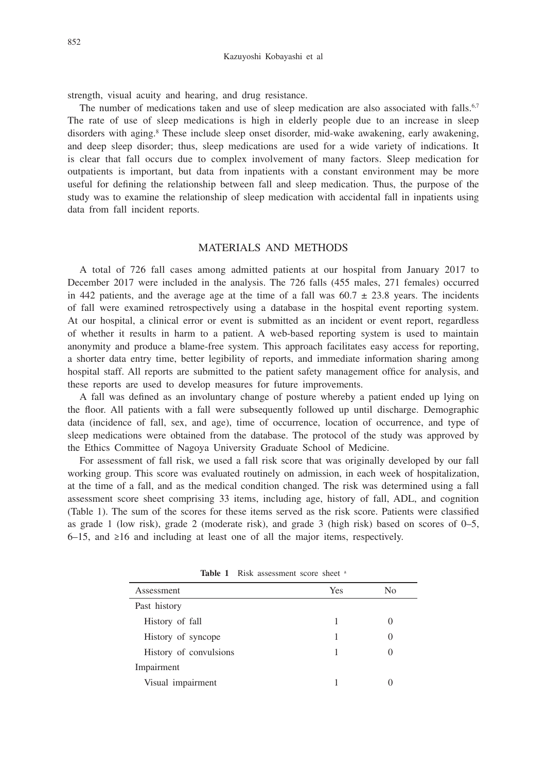strength, visual acuity and hearing, and drug resistance.

The number of medications taken and use of sleep medication are also associated with falls.[6,7] The rate of use of sleep medications is high in elderly people due to an increase in sleep disorders with aging.[8] These include sleep onset disorder, mid-wake awakening, early awakening, and deep sleep disorder; thus, sleep medications are used for a wide variety of indications. It is clear that fall occurs due to complex involvement of many factors. Sleep medication for outpatients is important, but data from inpatients with a constant environment may be more useful for defining the relationship between fall and sleep medication. Thus, the purpose of the study was to examine the relationship of sleep medication with accidental fall in inpatients using data from fall incident reports.

## MATERIALS AND METHODS

A total of 726 fall cases among admitted patients at our hospital from January 2017 to December 2017 were included in the analysis. The 726 falls (455 males, 271 females) occurred in 442 patients, and the average age at the time of a fall was $60.7 \pm 23.8$ years. The incidents of fall were examined retrospectively using a database in the hospital event reporting system. At our hospital, a clinical error or event is submitted as an incident or event report, regardless of whether it results in harm to a patient. A web-based reporting system is used to maintain anonymity and produce a blame-free system. This approach facilitates easy access for reporting, a shorter data entry time, better legibility of reports, and immediate information sharing among hospital staff. All reports are submitted to the patient safety management office for analysis, and these reports are used to develop measures for future improvements.

A fall was defined as an involuntary change of posture whereby a patient ended up lying on the floor. All patients with a fall were subsequently followed up until discharge. Demographic data (incidence of fall, sex, and age), time of occurrence, location of occurrence, and type of sleep medications were obtained from the database. The protocol of the study was approved by the Ethics Committee of Nagoya University Graduate School of Medicine.

For assessment of fall risk, we used a fall risk score that was originally developed by our fall working group. This score was evaluated routinely on admission, in each week of hospitalization, at the time of a fall, and as the medical condition changed. The risk was determined using a fall assessment score sheet comprising 33 items, including age, history of fall, ADL, and cognition (Table 1). The sum of the scores for these items served as the risk score. Patients were classified as grade 1 (low risk), grade 2 (moderate risk), and grade 3 (high risk) based on scores of 0–5, 6–15, and ≥16 and including at least one of all the major items, respectively.

**Table 1** Risk assessment score sheet [a]

| Assessment | Yes | No |
|---|---|---|
| Past history | | |
| History of fall | 1 | 0 |
| History of syncope | 1 | 0 |
| History of convulsions | 1 | 0 |
| Impairment | | |
| Visual impairment | 1 | 0 |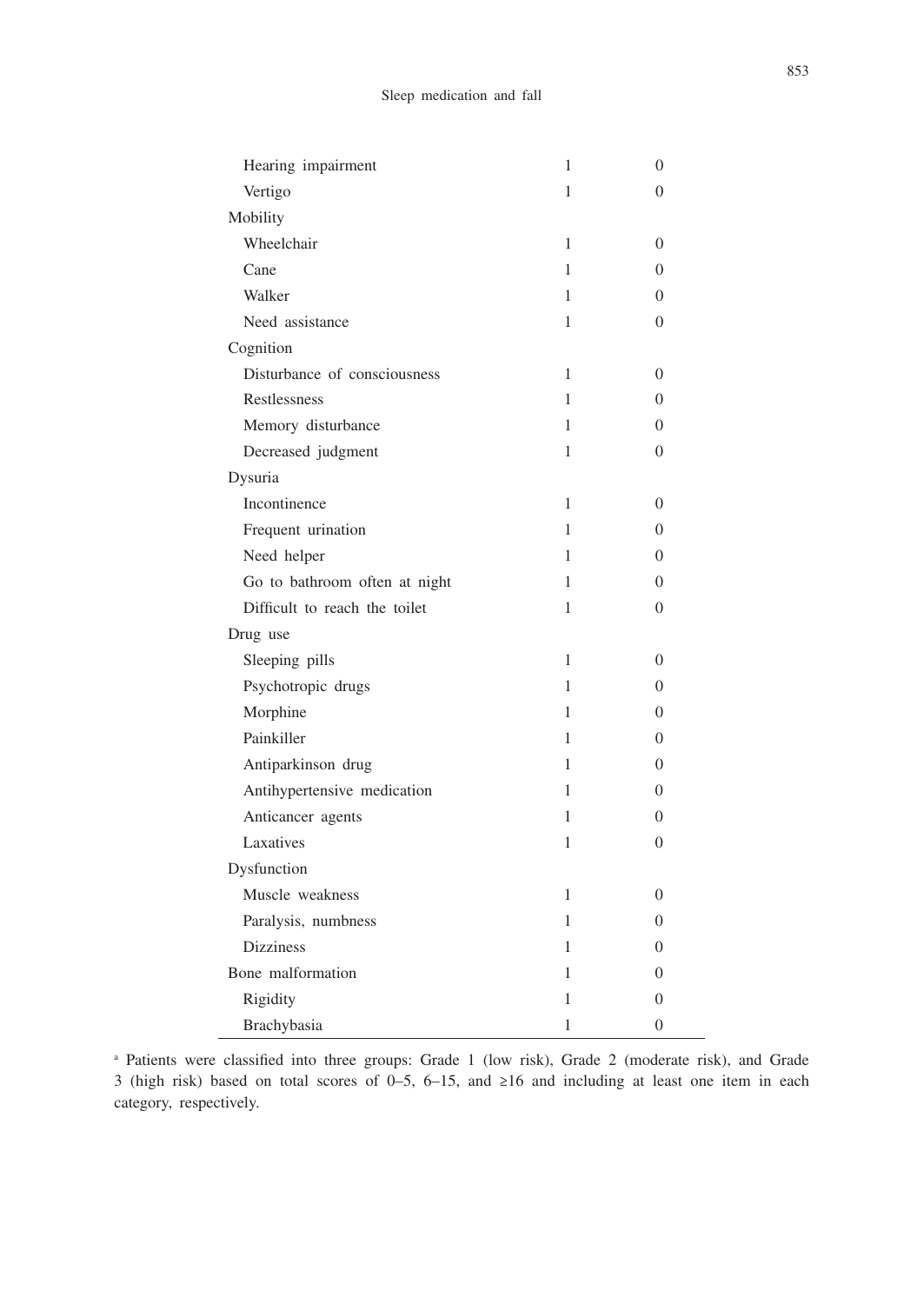| | | |
|---|---|---|
| Hearing impairment | 1 | 0 |
| Vertigo | 1 | 0 |
| Mobility | | |
| Wheelchair | 1 | 0 |
| Cane | 1 | 0 |
| Walker | 1 | 0 |
| Need assistance | 1 | 0 |
| Cognition | | |
| Disturbance of consciousness | 1 | 0 |
| Restlessness | 1 | 0 |
| Memory disturbance | 1 | 0 |
| Decreased judgment | 1 | 0 |
| Dysuria | | |
| Incontinence | 1 | 0 |
| Frequent urination | 1 | 0 |
| Need helper | 1 | 0 |
| Go to bathroom often at night | 1 | 0 |
| Difficult to reach the toilet | 1 | 0 |
| Drug use | | |
| Sleeping pills | 1 | 0 |
| Psychotropic drugs | 1 | 0 |
| Morphine | 1 | 0 |
| Painkiller | 1 | 0 |
| Antiparkinson drug | 1 | 0 |
| Antihypertensive medication | 1 | 0 |
| Anticancer agents | 1 | 0 |
| Laxatives | 1 | 0 |
| Dysfunction | | |
| Muscle weakness | 1 | 0 |
| Paralysis, numbness | 1 | 0 |
| Dizziness | 1 | 0 |
| Bone malformation | 1 | 0 |
| Rigidity | 1 | 0 |
| Brachybasia | 1 | 0 |

[a] Patients were classified into three groups: Grade 1 (low risk), Grade 2 (moderate risk), and Grade 3 (high risk) based on total scores of 0–5, 6–15, and ≥16 and including at least one item in each category, respectively.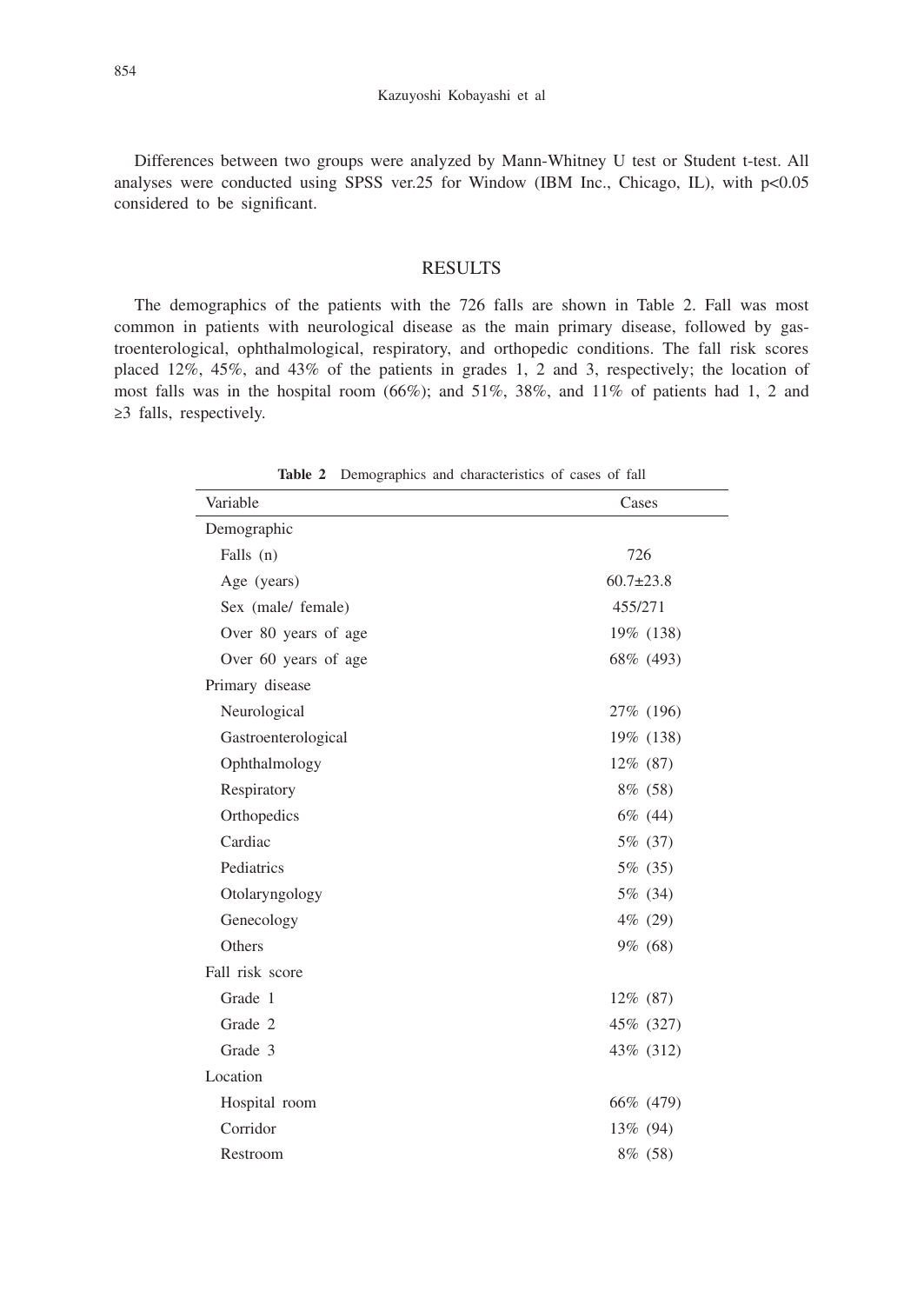Differences between two groups were analyzed by Mann-Whitney U test or Student t-test. All analyses were conducted using SPSS ver.25 for Window (IBM Inc., Chicago, IL), with $p<0.05$ considered to be significant.

## RESULTS

The demographics of the patients with the 726 falls are shown in Table 2. Fall was most common in patients with neurological disease as the main primary disease, followed by gastroenterological, ophthalmological, respiratory, and orthopedic conditions. The fall risk scores placed 12%, 45%, and 43% of the patients in grades 1, 2 and 3, respectively; the location of most falls was in the hospital room (66%); and 51%, 38%, and 11% of patients had 1, 2 and ≥3 falls, respectively.

**Table 2** Demographics and characteristics of cases of fall

| Variable | Cases |
|---|---|
| Demographic | |
| Falls (n) | 726 |
| Age (years) | 60.7±23.8 |
| Sex (male/ female) | 455/271 |
| Over 80 years of age | 19% (138) |
| Over 60 years of age | 68% (493) |
| Primary disease | |
| Neurological | 27% (196) |
| Gastroenterological | 19% (138) |
| Ophthalmology | 12% (87) |
| Respiratory | 8% (58) |
| Orthopedics | 6% (44) |
| Cardiac | 5% (37) |
| Pediatrics | 5% (35) |
| Otolaryngology | 5% (34) |
| Genecology | 4% (29) |
| Others | 9% (68) |
| Fall risk score | |
| Grade 1 | 12% (87) |
| Grade 2 | 45% (327) |
| Grade 3 | 43% (312) |
| Location | |
| Hospital room | 66% (479) |
| Corridor | 13% (94) |
| Restroom | 8% (58) |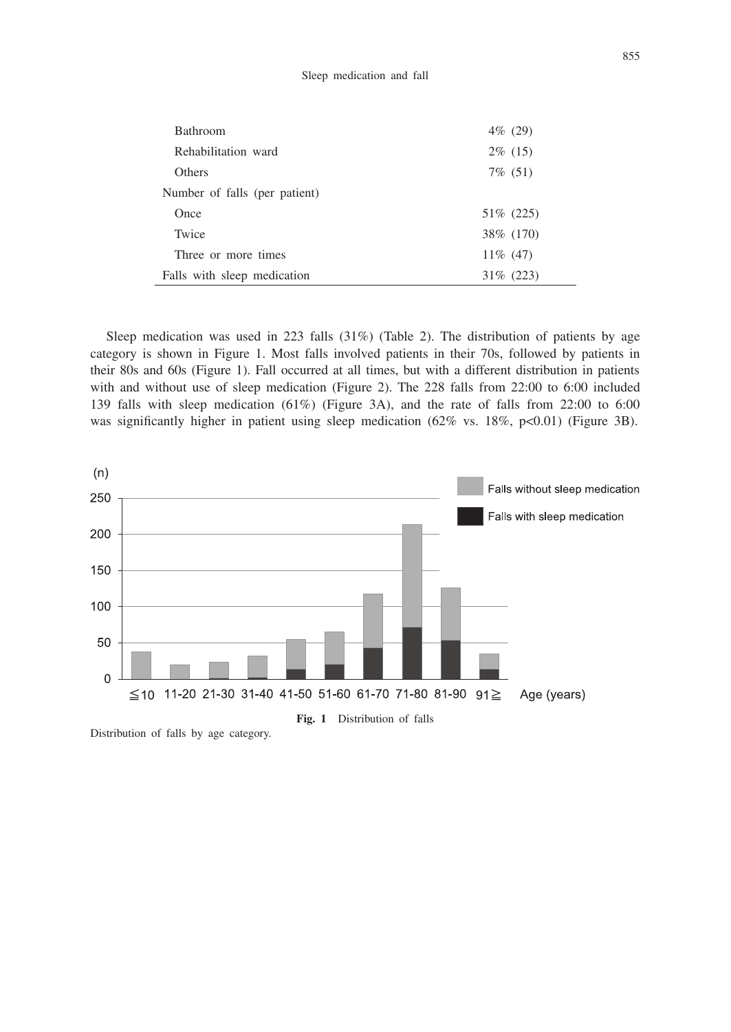| | |
|---|---|
| Bathroom | 4% (29) |
| Rehabilitation ward | 2% (15) |
| Others | 7% (51) |
| Number of falls (per patient) | |
| Once | 51% (225) |
| Twice | 38% (170) |
| Three or more times | 11% (47) |
| Falls with sleep medication | 31% (223) |

Sleep medication was used in 223 falls (31%) (Table 2). The distribution of patients by age category is shown in Figure 1. Most falls involved patients in their 70s, followed by patients in their 80s and 60s (Figure 1). Fall occurred at all times, but with a different distribution in patients with and without use of sleep medication (Figure 2). The 228 falls from 22:00 to 6:00 included 139 falls with sleep medication (61%) (Figure 3A), and the rate of falls from 22:00 to 6:00 was significantly higher in patient using sleep medication (62% vs. 18%, $p<0.01$) (Figure 3B).

**Fig. 1** Distribution of falls

Distribution of falls by age category.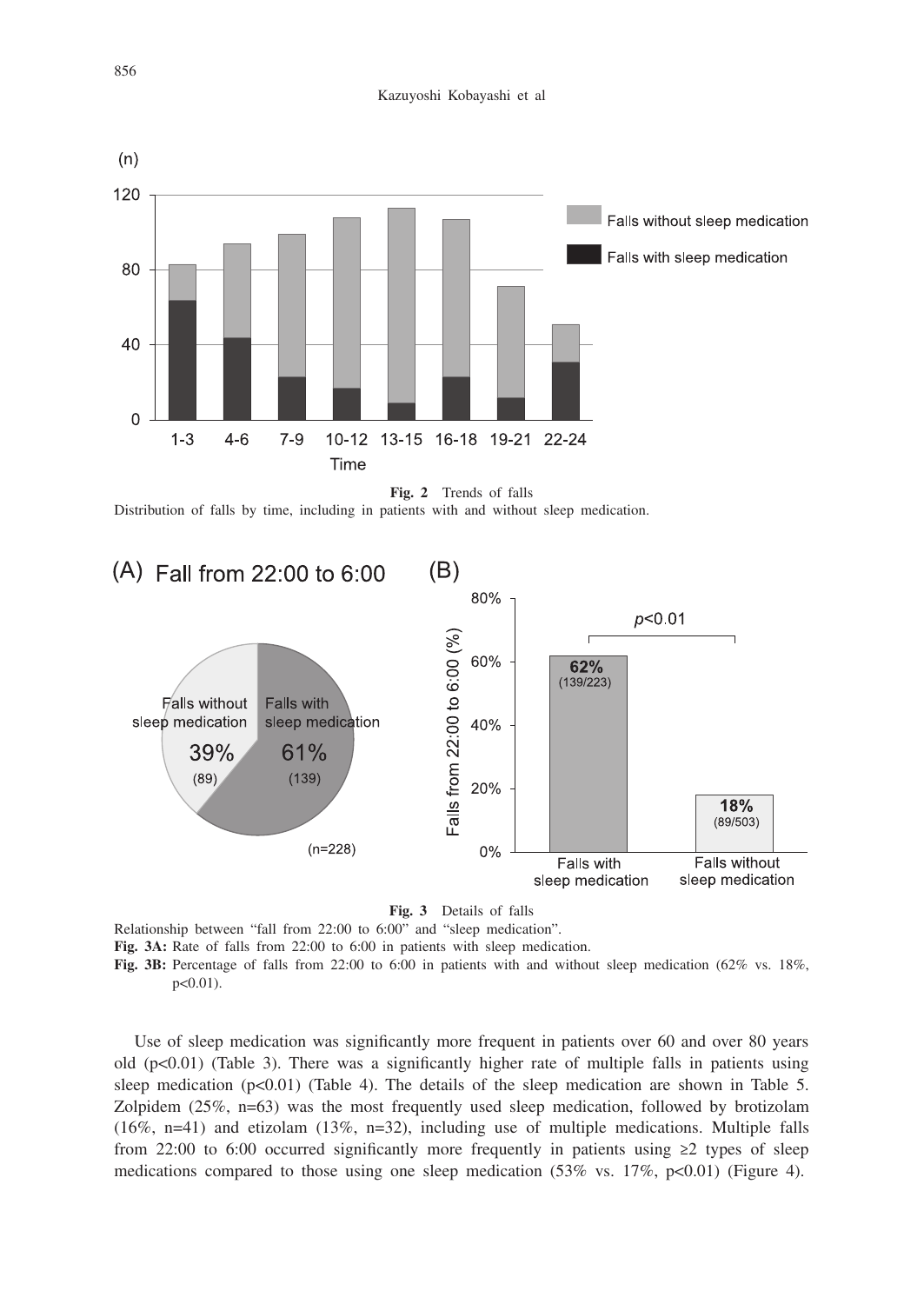**Fig. 2** Trends of falls
Distribution of falls by time, including in patients with and without sleep medication.

**Fig. 3** Details of falls
Relationship between "fall from 22:00 to 6:00" and "sleep medication".
**Fig. 3A:** Rate of falls from 22:00 to 6:00 in patients with sleep medication.
**Fig. 3B:** Percentage of falls from 22:00 to 6:00 in patients with and without sleep medication (62% vs. 18%, $p<0.01$).

Use of sleep medication was significantly more frequent in patients over 60 and over 80 years old ($p<0.01$) (Table 3). There was a significantly higher rate of multiple falls in patients using sleep medication ($p<0.01$) (Table 4). The details of the sleep medication are shown in Table 5. Zolpidem (25%, n=63) was the most frequently used sleep medication, followed by brotizolam (16%, n=41) and etizolam (13%, n=32), including use of multiple medications. Multiple falls from 22:00 to 6:00 occurred significantly more frequently in patients using ≥2 types of sleep medications compared to those using one sleep medication (53% vs. 17%, $p<0.01$) (Figure 4).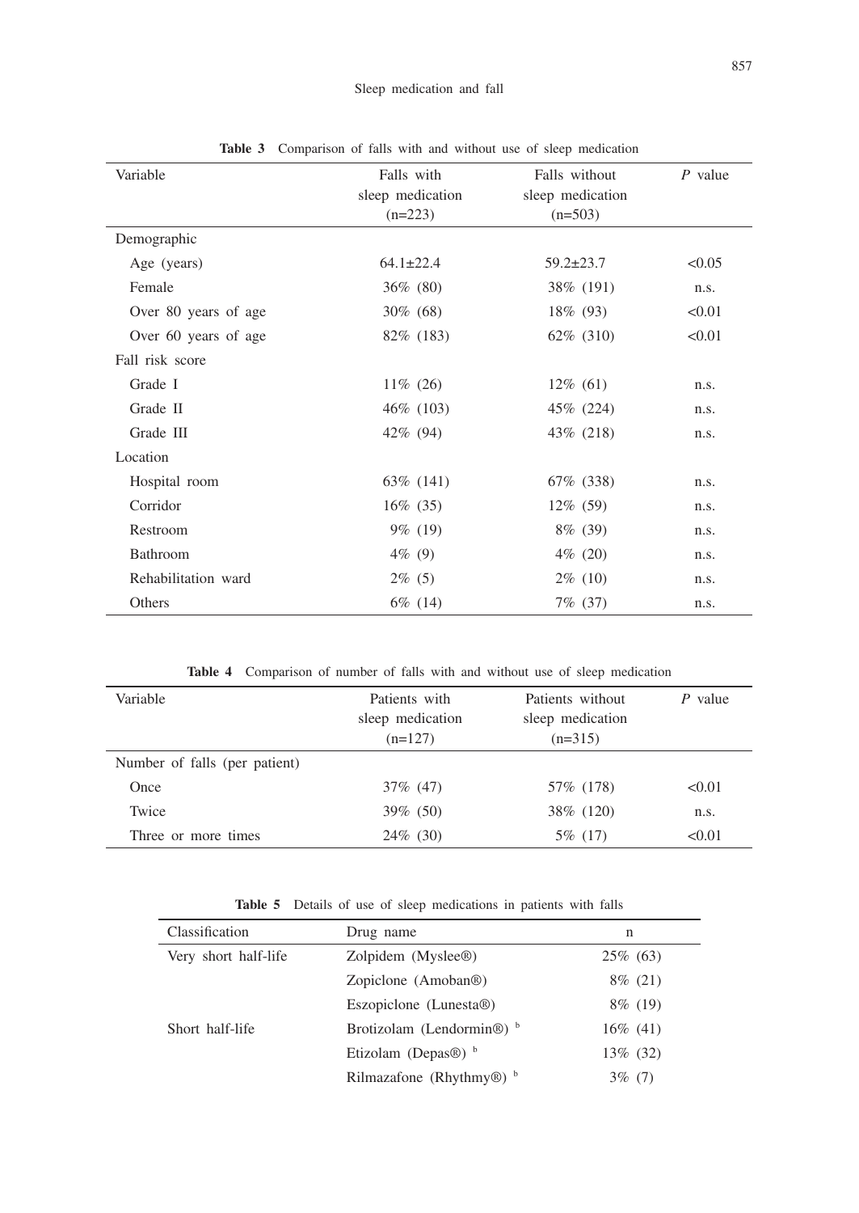**Table 3** Comparison of falls with and without use of sleep medication

| Variable | Falls with sleep medication (n=223) | Falls without sleep medication (n=503) | *P* value |
|---|---|---|---|
| Demographic | | | |
| Age (years) | 64.1±22.4 | 59.2±23.7 | <0.05 |
| Female | 36% (80) | 38% (191) | n.s. |
| Over 80 years of age | 30% (68) | 18% (93) | <0.01 |
| Over 60 years of age | 82% (183) | 62% (310) | <0.01 |
| Fall risk score | | | |
| Grade I | 11% (26) | 12% (61) | n.s. |
| Grade II | 46% (103) | 45% (224) | n.s. |
| Grade III | 42% (94) | 43% (218) | n.s. |
| Location | | | |
| Hospital room | 63% (141) | 67% (338) | n.s. |
| Corridor | 16% (35) | 12% (59) | n.s. |
| Restroom | 9% (19) | 8% (39) | n.s. |
| Bathroom | 4% (9) | 4% (20) | n.s. |
| Rehabilitation ward | 2% (5) | 2% (10) | n.s. |
| Others | 6% (14) | 7% (37) | n.s. |

**Table 4** Comparison of number of falls with and without use of sleep medication

| Variable | Patients with sleep medication (n=127) | Patients without sleep medication (n=315) | *P* value |
|---|---|---|---|
| Number of falls (per patient) | | | |
| Once | 37% (47) | 57% (178) | <0.01 |
| Twice | 39% (50) | 38% (120) | n.s. |
| Three or more times | 24% (30) | 5% (17) | <0.01 |

**Table 5** Details of use of sleep medications in patients with falls

| Classification | Drug name | n |
|---|---|---|
| Very short half-life | Zolpidem (Myslee®) | 25% (63) |
| | Zopiclone (Amoban®) | 8% (21) |
| | Eszopiclone (Lunesta®) | 8% (19) |
| Short half-life | Brotizolam (Lendormin®) [b] | 16% (41) |
| | Etizolam (Depas®) [b] | 13% (32) |
| | Rilmazafone (Rhythmy®) [b] | 3% (7) |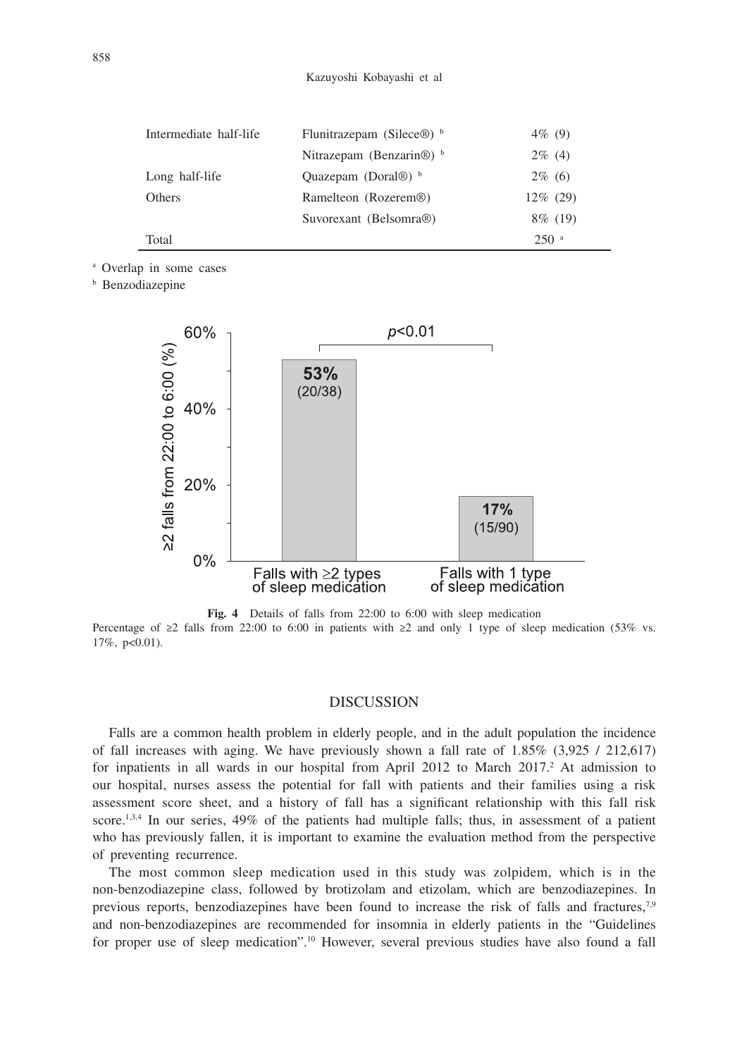| | | |
|---|---|---|
| Intermediate half-life | Flunitrazepam (Silece®) [b] | 4% (9) |
| | Nitrazepam (Benzarin®) [b] | 2% (4) |
| Long half-life | Quazepam (Doral®) [b] | 2% (6) |
| Others | Ramelteon (Rozerem®) | 12% (29) |
| | Suvorexant (Belsomra®) | 8% (19) |
| Total | | 250 [a] |

[a] Overlap in some cases

[b] Benzodiazepine

**Fig. 4** Details of falls from 22:00 to 6:00 with sleep medication

Percentage of ≥2 falls from 22:00 to 6:00 in patients with ≥2 and only 1 type of sleep medication (53% vs. 17%, p<0.01).

## DISCUSSION

Falls are a common health problem in elderly people, and in the adult population the incidence of fall increases with aging. We have previously shown a fall rate of 1.85% (3,925 / 212,617) for inpatients in all wards in our hospital from April 2012 to March 2017.[2] At admission to our hospital, nurses assess the potential for fall with patients and their families using a risk assessment score sheet, and a history of fall has a significant relationship with this fall risk score.[1,3,4] In our series, 49% of the patients had multiple falls; thus, in assessment of a patient who has previously fallen, it is important to examine the evaluation method from the perspective of preventing recurrence.

The most common sleep medication used in this study was zolpidem, which is in the non-benzodiazepine class, followed by brotizolam and etizolam, which are benzodiazepines. In previous reports, benzodiazepines have been found to increase the risk of falls and fractures,[7,9] and non-benzodiazepines are recommended for insomnia in elderly patients in the "Guidelines for proper use of sleep medication".[10] However, several previous studies have also found a fall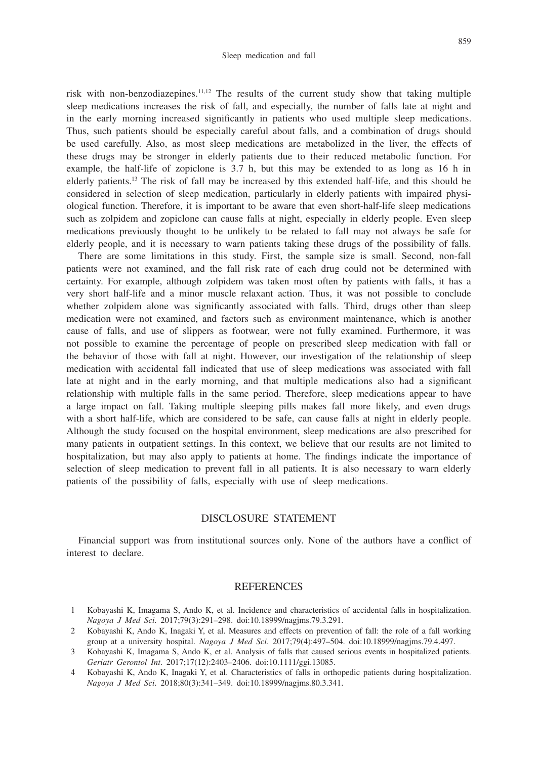risk with non-benzodiazepines.[11,12] The results of the current study show that taking multiple sleep medications increases the risk of fall, and especially, the number of falls late at night and in the early morning increased significantly in patients who used multiple sleep medications. Thus, such patients should be especially careful about falls, and a combination of drugs should be used carefully. Also, as most sleep medications are metabolized in the liver, the effects of these drugs may be stronger in elderly patients due to their reduced metabolic function. For example, the half-life of zopiclone is 3.7 h, but this may be extended to as long as 16 h in elderly patients.[13] The risk of fall may be increased by this extended half-life, and this should be considered in selection of sleep medication, particularly in elderly patients with impaired physiological function. Therefore, it is important to be aware that even short-half-life sleep medications such as zolpidem and zopiclone can cause falls at night, especially in elderly people. Even sleep medications previously thought to be unlikely to be related to fall may not always be safe for elderly people, and it is necessary to warn patients taking these drugs of the possibility of falls.

There are some limitations in this study. First, the sample size is small. Second, non-fall patients were not examined, and the fall risk rate of each drug could not be determined with certainty. For example, although zolpidem was taken most often by patients with falls, it has a very short half-life and a minor muscle relaxant action. Thus, it was not possible to conclude whether zolpidem alone was significantly associated with falls. Third, drugs other than sleep medication were not examined, and factors such as environment maintenance, which is another cause of falls, and use of slippers as footwear, were not fully examined. Furthermore, it was not possible to examine the percentage of people on prescribed sleep medication with fall or the behavior of those with fall at night. However, our investigation of the relationship of sleep medication with accidental fall indicated that use of sleep medications was associated with fall late at night and in the early morning, and that multiple medications also had a significant relationship with multiple falls in the same period. Therefore, sleep medications appear to have a large impact on fall. Taking multiple sleeping pills makes fall more likely, and even drugs with a short half-life, which are considered to be safe, can cause falls at night in elderly people. Although the study focused on the hospital environment, sleep medications are also prescribed for many patients in outpatient settings. In this context, we believe that our results are not limited to hospitalization, but may also apply to patients at home. The findings indicate the importance of selection of sleep medication to prevent fall in all patients. It is also necessary to warn elderly patients of the possibility of falls, especially with use of sleep medications.

## DISCLOSURE STATEMENT

Financial support was from institutional sources only. None of the authors have a conflict of interest to declare.

## REFERENCES

1. Kobayashi K, Imagama S, Ando K, et al. Incidence and characteristics of accidental falls in hospitalization. *Nagoya J Med Sci*. 2017;79(3):291–298. doi:10.18999/nagjms.79.3.291.
2. Kobayashi K, Ando K, Inagaki Y, et al. Measures and effects on prevention of fall: the role of a fall working group at a university hospital. *Nagoya J Med Sci*. 2017;79(4):497–504. doi:10.18999/nagjms.79.4.497.
3. Kobayashi K, Imagama S, Ando K, et al. Analysis of falls that caused serious events in hospitalized patients. *Geriatr Gerontol Int*. 2017;17(12):2403–2406. doi:10.1111/ggi.13085.
4. Kobayashi K, Ando K, Inagaki Y, et al. Characteristics of falls in orthopedic patients during hospitalization. *Nagoya J Med Sci*. 2018;80(3):341–349. doi:10.18999/nagjms.80.3.341.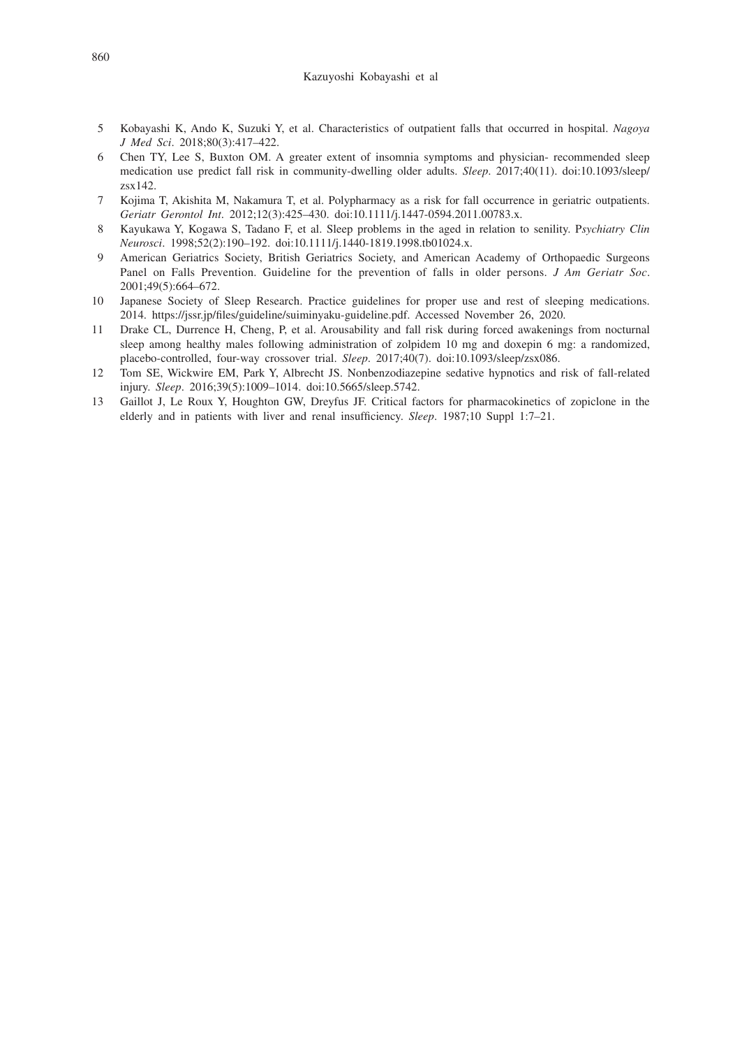5. Kobayashi K, Ando K, Suzuki Y, et al. Characteristics of outpatient falls that occurred in hospital. *Nagoya J Med Sci*. 2018;80(3):417–422.
6. Chen TY, Lee S, Buxton OM. A greater extent of insomnia symptoms and physician- recommended sleep medication use predict fall risk in community-dwelling older adults. *Sleep*. 2017;40(11). doi:10.1093/sleep/zsx142.
7. Kojima T, Akishita M, Nakamura T, et al. Polypharmacy as a risk for fall occurrence in geriatric outpatients. *Geriatr Gerontol Int*. 2012;12(3):425–430. doi:10.1111/j.1447-0594.2011.00783.x.
8. Kayukawa Y, Kogawa S, Tadano F, et al. Sleep problems in the aged in relation to senility. P*sychiatry Clin Neurosci*. 1998;52(2):190–192. doi:10.1111/j.1440-1819.1998.tb01024.x.
9. American Geriatrics Society, British Geriatrics Society, and American Academy of Orthopaedic Surgeons Panel on Falls Prevention. Guideline for the prevention of falls in older persons. *J Am Geriatr Soc*. 2001;49(5):664–672.
10. Japanese Society of Sleep Research. Practice guidelines for proper use and rest of sleeping medications. 2014. https://jssr.jp/files/guideline/suiminyaku-guideline.pdf. Accessed November 26, 2020.
11. Drake CL, Durrence H, Cheng, P, et al. Arousability and fall risk during forced awakenings from nocturnal sleep among healthy males following administration of zolpidem 10 mg and doxepin 6 mg: a randomized, placebo-controlled, four-way crossover trial. *Sleep*. 2017;40(7). doi:10.1093/sleep/zsx086.
12. Tom SE, Wickwire EM, Park Y, Albrecht JS. Nonbenzodiazepine sedative hypnotics and risk of fall-related injury. *Sleep*. 2016;39(5):1009–1014. doi:10.5665/sleep.5742.
13. Gaillot J, Le Roux Y, Houghton GW, Dreyfus JF. Critical factors for pharmacokinetics of zopiclone in the elderly and in patients with liver and renal insufficiency. *Sleep*. 1987;10 Suppl 1:7–21.